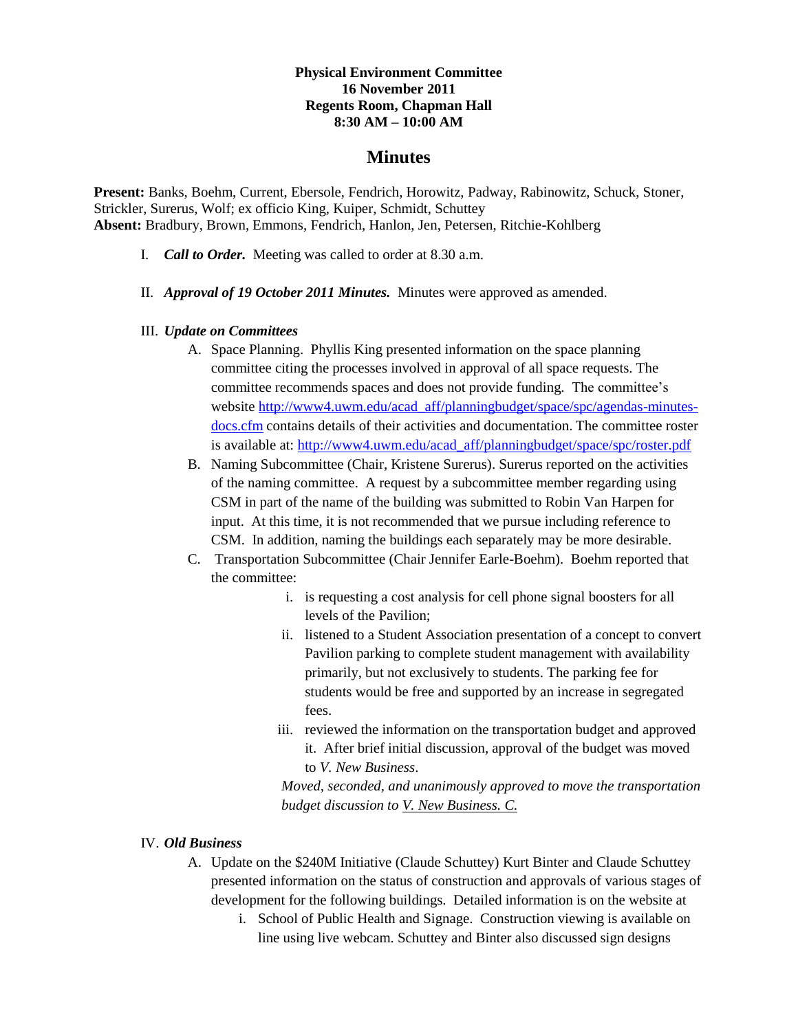**Physical Environment Committee**
**16 November 2011**
**Regents Room, Chapman Hall**
**8:30 AM – 10:00 AM**

# Minutes

**Present:** Banks, Boehm, Current, Ebersole, Fendrich, Horowitz, Padway, Rabinowitz, Schuck, Stoner, Strickler, Surerus, Wolf; ex officio King, Kuiper, Schmidt, Schuttey
**Absent:** Bradbury, Brown, Emmons, Fendrich, Hanlon, Jen, Petersen, Ritchie-Kohlberg

I. ***Call to Order.*** Meeting was called to order at 8.30 a.m.

II. ***Approval of 19 October 2011 Minutes.*** Minutes were approved as amended.

III. ***Update on Committees***

A. Space Planning. Phyllis King presented information on the space planning committee citing the processes involved in approval of all space requests. The committee recommends spaces and does not provide funding. The committee's website http://www4.uwm.edu/acad_aff/planningbudget/space/spc/agendas-minutes-docs.cfm contains details of their activities and documentation. The committee roster is available at: http://www4.uwm.edu/acad_aff/planningbudget/space/spc/roster.pdf

B. Naming Subcommittee (Chair, Kristene Surerus). Surerus reported on the activities of the naming committee. A request by a subcommittee member regarding using CSM in part of the name of the building was submitted to Robin Van Harpen for input. At this time, it is not recommended that we pursue including reference to CSM. In addition, naming the buildings each separately may be more desirable.

C. Transportation Subcommittee (Chair Jennifer Earle-Boehm). Boehm reported that the committee:

i. is requesting a cost analysis for cell phone signal boosters for all levels of the Pavilion;

ii. listened to a Student Association presentation of a concept to convert Pavilion parking to complete student management with availability primarily, but not exclusively to students. The parking fee for students would be free and supported by an increase in segregated fees.

iii. reviewed the information on the transportation budget and approved it. After brief initial discussion, approval of the budget was moved to *V. New Business*.

*Moved, seconded, and unanimously approved to move the transportation budget discussion to* *V. New Business. C.*

IV. ***Old Business***

A. Update on the $240M Initiative (Claude Schuttey) Kurt Binter and Claude Schuttey presented information on the status of construction and approvals of various stages of development for the following buildings. Detailed information is on the website at

i. School of Public Health and Signage. Construction viewing is available on line using live webcam. Schuttey and Binter also discussed sign designs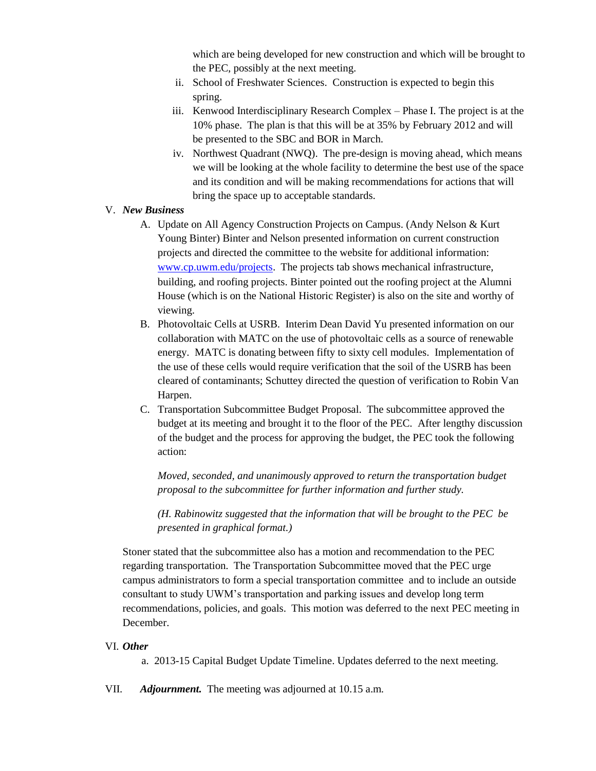which are being developed for new construction and which will be brought to the PEC, possibly at the next meeting.

ii. School of Freshwater Sciences. Construction is expected to begin this spring.

iii. Kenwood Interdisciplinary Research Complex – Phase I. The project is at the 10% phase. The plan is that this will be at 35% by February 2012 and will be presented to the SBC and BOR in March.

iv. Northwest Quadrant (NWQ). The pre-design is moving ahead, which means we will be looking at the whole facility to determine the best use of the space and its condition and will be making recommendations for actions that will bring the space up to acceptable standards.

V. ***New Business***

A. Update on All Agency Construction Projects on Campus. (Andy Nelson & Kurt Young Binter) Binter and Nelson presented information on current construction projects and directed the committee to the website for additional information: www.cp.uwm.edu/projects. The projects tab shows mechanical infrastructure, building, and roofing projects. Binter pointed out the roofing project at the Alumni House (which is on the National Historic Register) is also on the site and worthy of viewing.

B. Photovoltaic Cells at USRB. Interim Dean David Yu presented information on our collaboration with MATC on the use of photovoltaic cells as a source of renewable energy. MATC is donating between fifty to sixty cell modules. Implementation of the use of these cells would require verification that the soil of the USRB has been cleared of contaminants; Schuttey directed the question of verification to Robin Van Harpen.

C. Transportation Subcommittee Budget Proposal. The subcommittee approved the budget at its meeting and brought it to the floor of the PEC. After lengthy discussion of the budget and the process for approving the budget, the PEC took the following action:

*Moved, seconded, and unanimously approved to return the transportation budget proposal to the subcommittee for further information and further study.*

*(H. Rabinowitz suggested that the information that will be brought to the PEC be presented in graphical format.)*

Stoner stated that the subcommittee also has a motion and recommendation to the PEC regarding transportation. The Transportation Subcommittee moved that the PEC urge campus administrators to form a special transportation committee and to include an outside consultant to study UWM's transportation and parking issues and develop long term recommendations, policies, and goals. This motion was deferred to the next PEC meeting in December.

VI. ***Other***

a. 2013-15 Capital Budget Update Timeline. Updates deferred to the next meeting.

VII. ***Adjournment.*** The meeting was adjourned at 10.15 a.m.